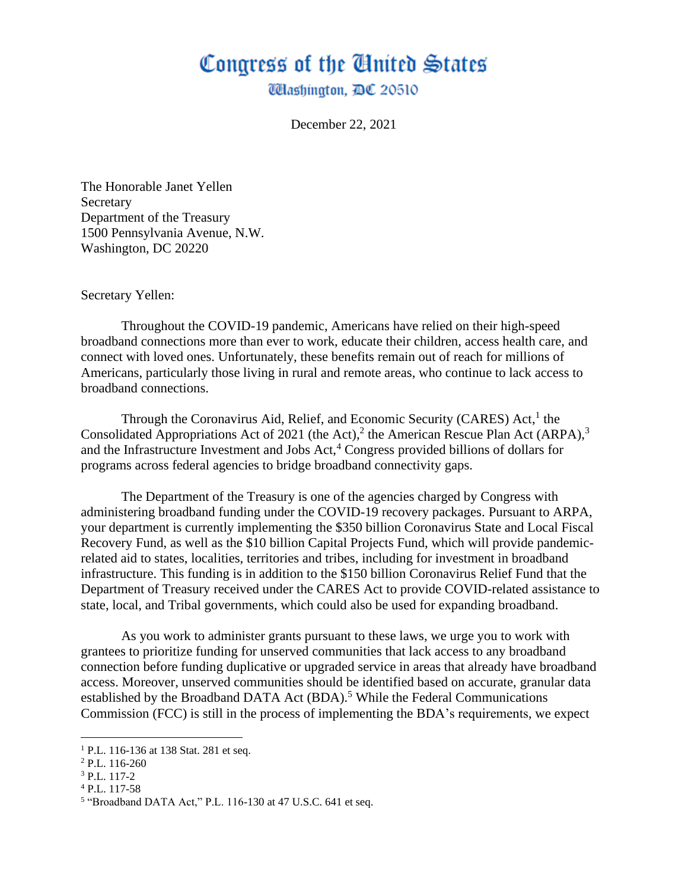# Congress of the United States

Washington, DC 20510

December 22, 2021

The Honorable Janet Yellen
Secretary
Department of the Treasury
1500 Pennsylvania Avenue, N.W.
Washington, DC 20220

Secretary Yellen:

Throughout the COVID-19 pandemic, Americans have relied on their high-speed broadband connections more than ever to work, educate their children, access health care, and connect with loved ones. Unfortunately, these benefits remain out of reach for millions of Americans, particularly those living in rural and remote areas, who continue to lack access to broadband connections.

Through the Coronavirus Aid, Relief, and Economic Security (CARES) Act,[1] the Consolidated Appropriations Act of 2021 (the Act),[2] the American Rescue Plan Act (ARPA),[3] and the Infrastructure Investment and Jobs Act,[4] Congress provided billions of dollars for programs across federal agencies to bridge broadband connectivity gaps.

The Department of the Treasury is one of the agencies charged by Congress with administering broadband funding under the COVID-19 recovery packages. Pursuant to ARPA, your department is currently implementing the $350 billion Coronavirus State and Local Fiscal Recovery Fund, as well as the $10 billion Capital Projects Fund, which will provide pandemic-related aid to states, localities, territories and tribes, including for investment in broadband infrastructure. This funding is in addition to the $150 billion Coronavirus Relief Fund that the Department of Treasury received under the CARES Act to provide COVID-related assistance to state, local, and Tribal governments, which could also be used for expanding broadband.

As you work to administer grants pursuant to these laws, we urge you to work with grantees to prioritize funding for unserved communities that lack access to any broadband connection before funding duplicative or upgraded service in areas that already have broadband access. Moreover, unserved communities should be identified based on accurate, granular data established by the Broadband DATA Act (BDA).[5] While the Federal Communications Commission (FCC) is still in the process of implementing the BDA's requirements, we expect

---

[1] P.L. 116-136 at 138 Stat. 281 et seq.

[2] P.L. 116-260

[3] P.L. 117-2

[4] P.L. 117-58

[5] "Broadband DATA Act," P.L. 116-130 at 47 U.S.C. 641 et seq.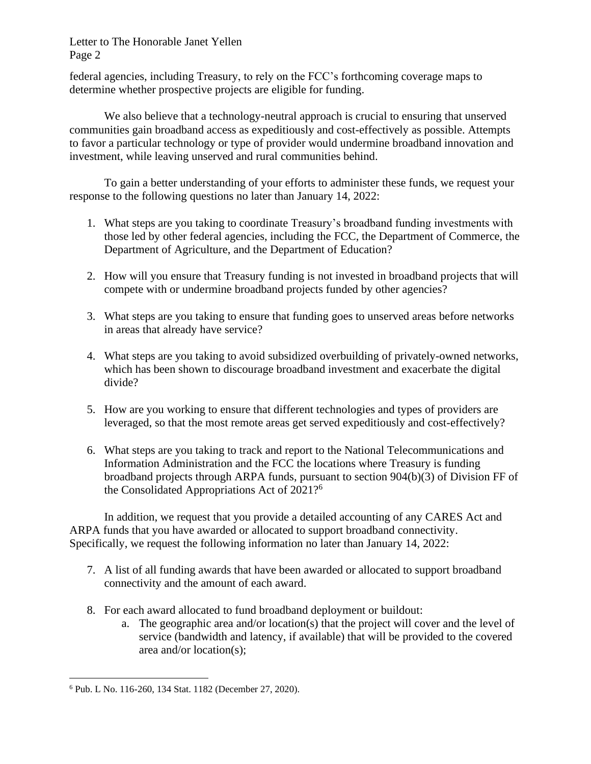federal agencies, including Treasury, to rely on the FCC's forthcoming coverage maps to determine whether prospective projects are eligible for funding.

We also believe that a technology-neutral approach is crucial to ensuring that unserved communities gain broadband access as expeditiously and cost-effectively as possible. Attempts to favor a particular technology or type of provider would undermine broadband innovation and investment, while leaving unserved and rural communities behind.

To gain a better understanding of your efforts to administer these funds, we request your response to the following questions no later than January 14, 2022:

1. What steps are you taking to coordinate Treasury's broadband funding investments with those led by other federal agencies, including the FCC, the Department of Commerce, the Department of Agriculture, and the Department of Education?

2. How will you ensure that Treasury funding is not invested in broadband projects that will compete with or undermine broadband projects funded by other agencies?

3. What steps are you taking to ensure that funding goes to unserved areas before networks in areas that already have service?

4. What steps are you taking to avoid subsidized overbuilding of privately-owned networks, which has been shown to discourage broadband investment and exacerbate the digital divide?

5. How are you working to ensure that different technologies and types of providers are leveraged, so that the most remote areas get served expeditiously and cost-effectively?

6. What steps are you taking to track and report to the National Telecommunications and Information Administration and the FCC the locations where Treasury is funding broadband projects through ARPA funds, pursuant to section 904(b)(3) of Division FF of the Consolidated Appropriations Act of 2021?[6]

In addition, we request that you provide a detailed accounting of any CARES Act and ARPA funds that you have awarded or allocated to support broadband connectivity. Specifically, we request the following information no later than January 14, 2022:

7. A list of all funding awards that have been awarded or allocated to support broadband connectivity and the amount of each award.

8. For each award allocated to fund broadband deployment or buildout:
    a. The geographic area and/or location(s) that the project will cover and the level of service (bandwidth and latency, if available) that will be provided to the covered area and/or location(s);

---

[6] Pub. L No. 116-260, 134 Stat. 1182 (December 27, 2020).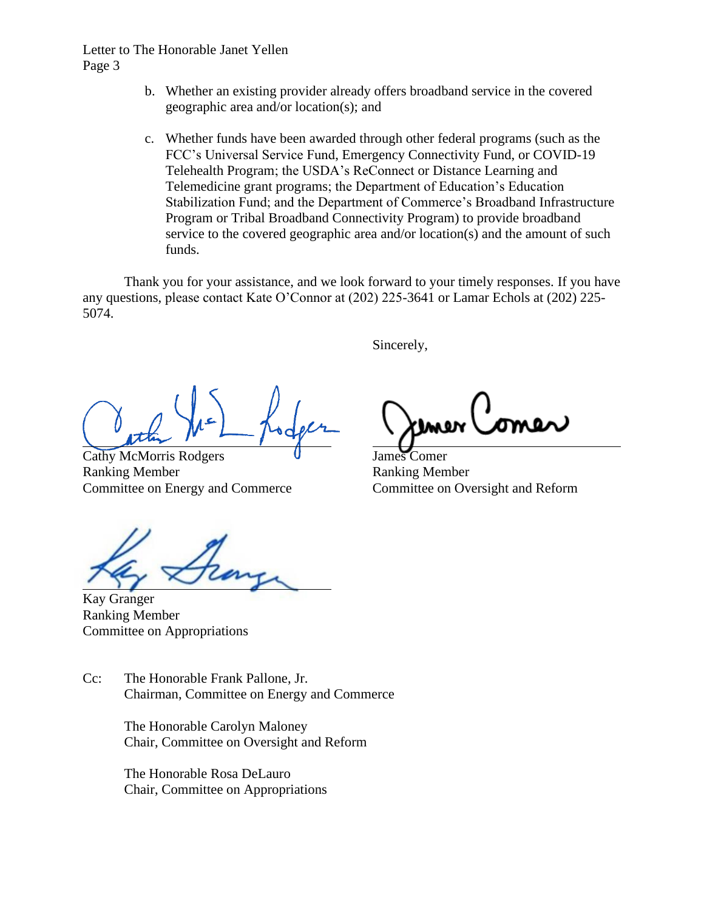b. Whether an existing provider already offers broadband service in the covered geographic area and/or location(s); and

c. Whether funds have been awarded through other federal programs (such as the FCC's Universal Service Fund, Emergency Connectivity Fund, or COVID-19 Telehealth Program; the USDA's ReConnect or Distance Learning and Telemedicine grant programs; the Department of Education's Education Stabilization Fund; and the Department of Commerce's Broadband Infrastructure Program or Tribal Broadband Connectivity Program) to provide broadband service to the covered geographic area and/or location(s) and the amount of such funds.

Thank you for your assistance, and we look forward to your timely responses. If you have any questions, please contact Kate O'Connor at (202) 225-3641 or Lamar Echols at (202) 225-5074.

Sincerely,

Cathy McMorris Rodgers
Ranking Member
Committee on Energy and Commerce

James Comer
Ranking Member
Committee on Oversight and Reform

Kay Granger
Ranking Member
Committee on Appropriations

Cc: The Honorable Frank Pallone, Jr.
Chairman, Committee on Energy and Commerce

The Honorable Carolyn Maloney
Chair, Committee on Oversight and Reform

The Honorable Rosa DeLauro
Chair, Committee on Appropriations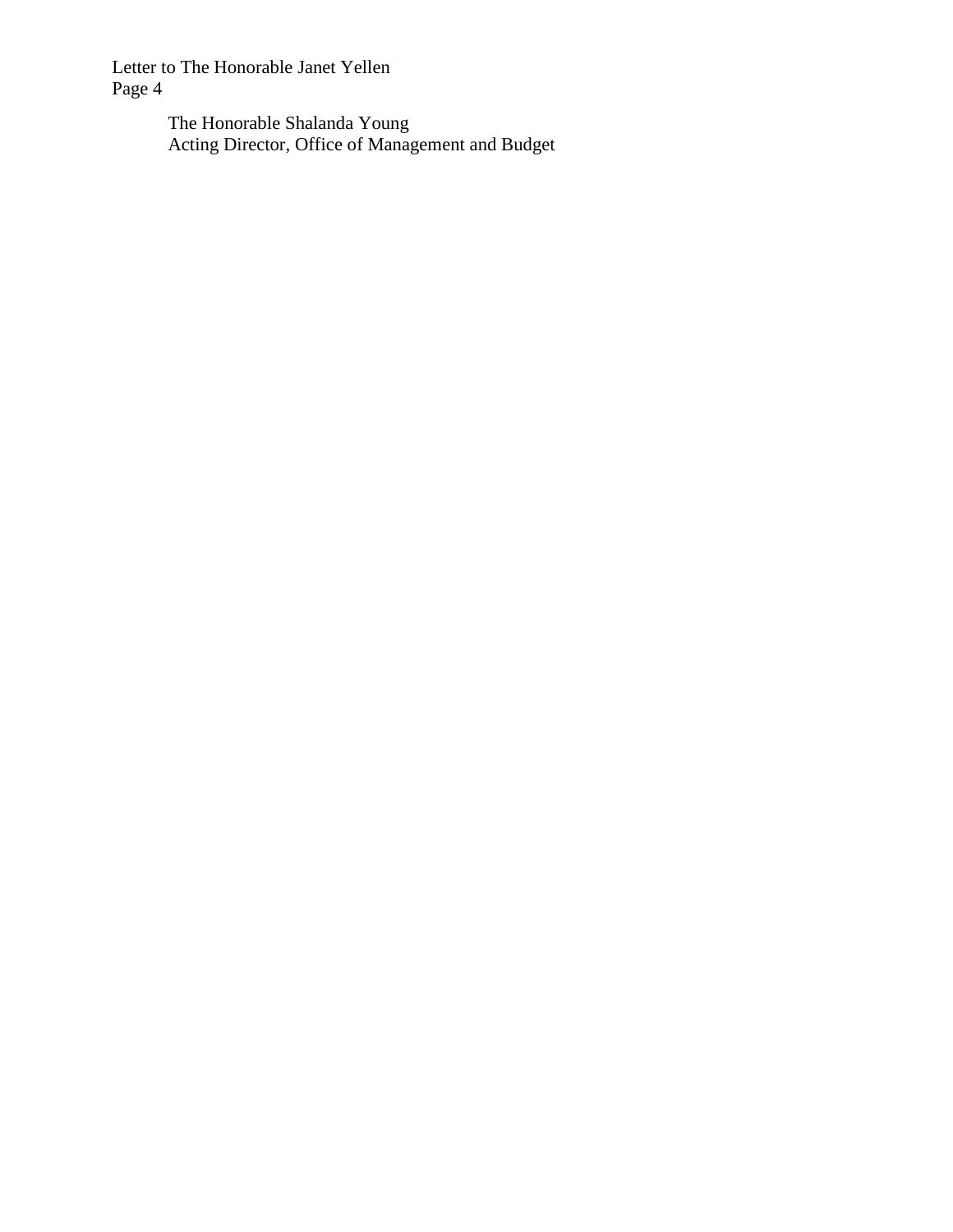The Honorable Shalanda Young
Acting Director, Office of Management and Budget